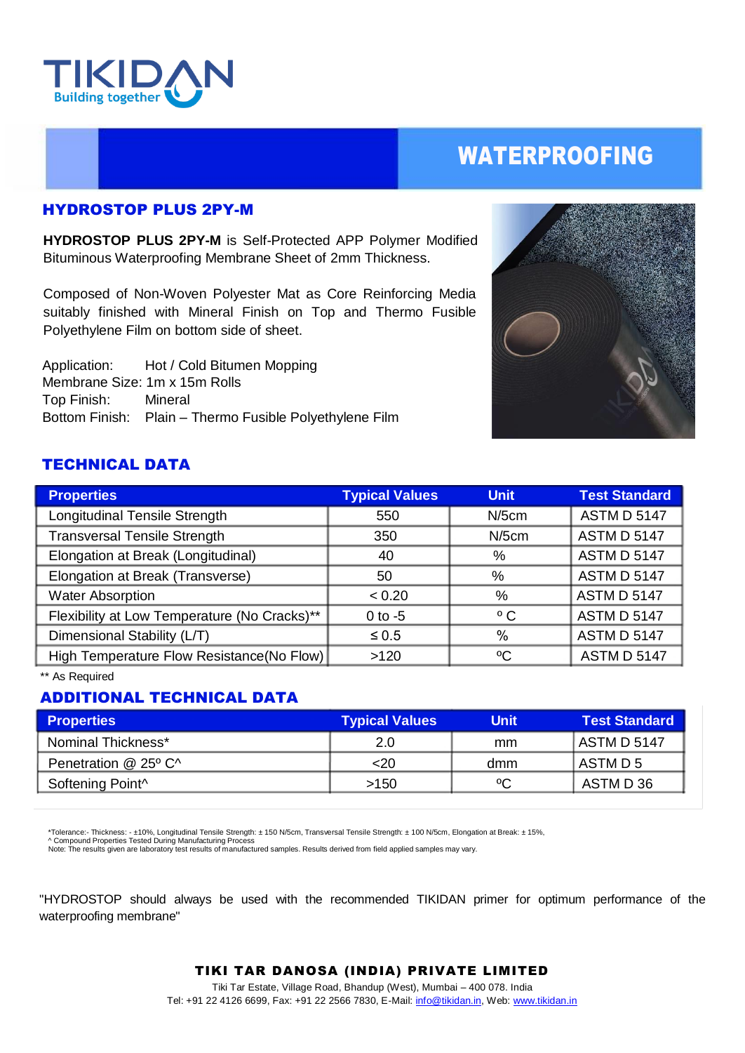TIKIDAN
Building together

# WATERPROOFING

## HYDROSTOP PLUS 2PY-M

**HYDROSTOP PLUS 2PY-M** is Self-Protected APP Polymer Modified Bituminous Waterproofing Membrane Sheet of 2mm Thickness.

Composed of Non-Woven Polyester Mat as Core Reinforcing Media suitably finished with Mineral Finish on Top and Thermo Fusible Polyethylene Film on bottom side of sheet.

Application: Hot / Cold Bitumen Mopping
Membrane Size: 1m x 15m Rolls
Top Finish: Mineral
Bottom Finish: Plain – Thermo Fusible Polyethylene Film

## TECHNICAL DATA

| Properties | Typical Values | Unit | Test Standard |
|---|---|---|---|
| Longitudinal Tensile Strength | 550 | N/5cm | ASTM D 5147 |
| Transversal Tensile Strength | 350 | N/5cm | ASTM D 5147 |
| Elongation at Break (Longitudinal) | 40 | % | ASTM D 5147 |
| Elongation at Break (Transverse) | 50 | % | ASTM D 5147 |
| Water Absorption | < 0.20 | % | ASTM D 5147 |
| Flexibility at Low Temperature (No Cracks)** | 0 to -5 | º C | ASTM D 5147 |
| Dimensional Stability (L/T) | ≤ 0.5 | % | ASTM D 5147 |
| High Temperature Flow Resistance(No Flow) | >120 | ºC | ASTM D 5147 |

** As Required

## ADDITIONAL TECHNICAL DATA

| Properties | Typical Values | Unit | Test Standard |
|---|---|---|---|
| Nominal Thickness* | 2.0 | mm | ASTM D 5147 |
| Penetration @ 25º C^ | <20 | dmm | ASTM D 5 |
| Softening Point^ | >150 | ºC | ASTM D 36 |

*Tolerance:- Thickness: - ±10%, Longitudinal Tensile Strength: ± 150 N/5cm, Transversal Tensile Strength: ± 100 N/5cm, Elongation at Break: ± 15%,
^ Compound Properties Tested During Manufacturing Process
Note: The results given are laboratory test results of manufactured samples. Results derived from field applied samples may vary.

"HYDROSTOP should always be used with the recommended TIKIDAN primer for optimum performance of the waterproofing membrane"

**TIKI TAR DANOSA (INDIA) PRIVATE LIMITED**
Tiki Tar Estate, Village Road, Bhandup (West), Mumbai – 400 078. India
Tel: +91 22 4126 6699, Fax: +91 22 2566 7830, E-Mail: info@tikidan.in, Web: www.tikidan.in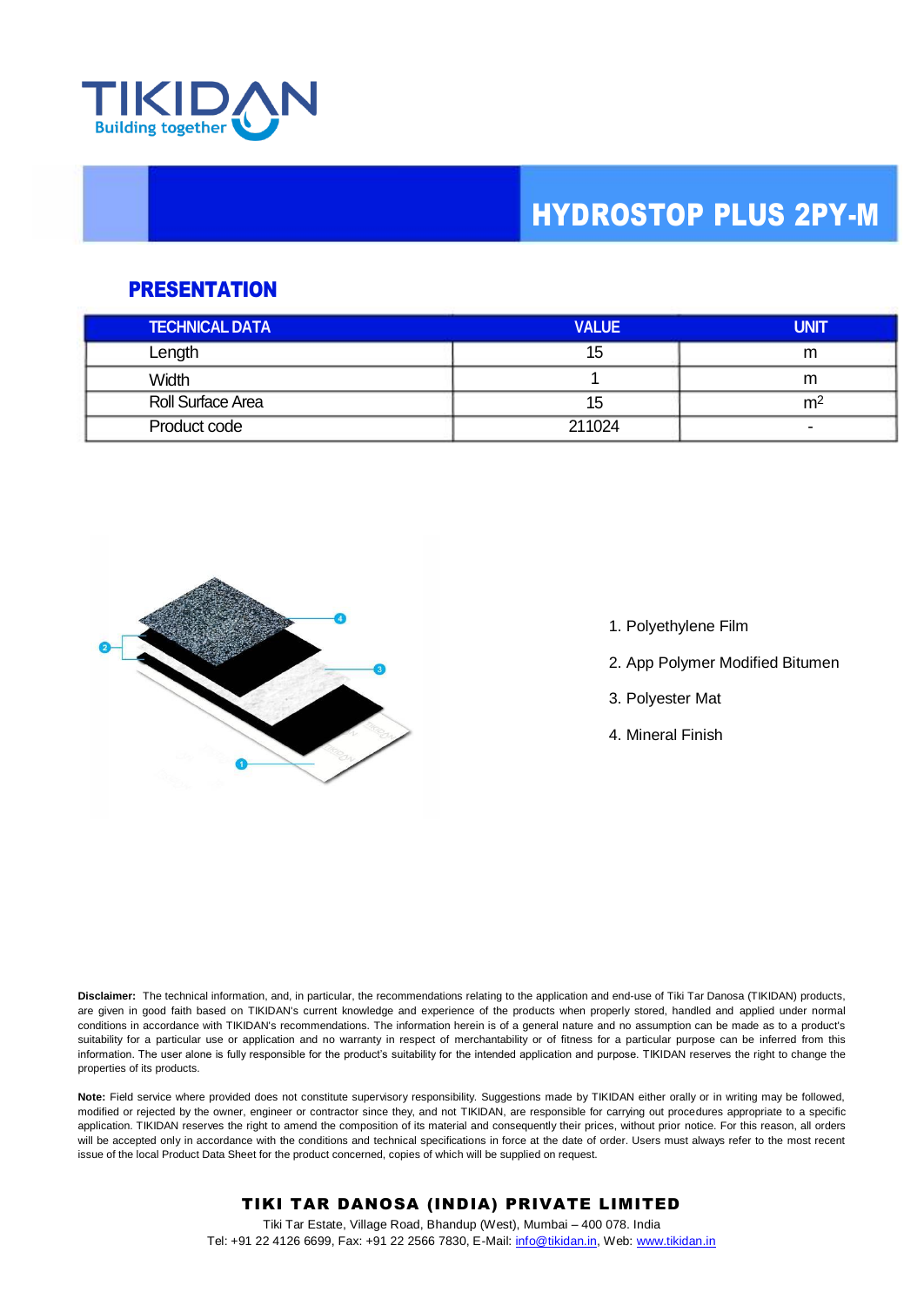# HYDROSTOP PLUS 2PY-M

## PRESENTATION

| TECHNICAL DATA | VALUE | UNIT |
|---|---|---|
| Length | 15 | m |
| Width | 1 | m |
| Roll Surface Area | 15 | $m^2$ |
| Product code | 211024 | - |

1. Polyethylene Film
2. App Polymer Modified Bitumen
3. Polyester Mat
4. Mineral Finish

**Disclaimer:** The technical information, and, in particular, the recommendations relating to the application and end-use of Tiki Tar Danosa (TIKIDAN) products, are given in good faith based on TIKIDAN's current knowledge and experience of the products when properly stored, handled and applied under normal conditions in accordance with TIKIDAN's recommendations. The information herein is of a general nature and no assumption can be made as to a product's suitability for a particular use or application and no warranty in respect of merchantability or of fitness for a particular purpose can be inferred from this information. The user alone is fully responsible for the product's suitability for the intended application and purpose. TIKIDAN reserves the right to change the properties of its products.

**Note:** Field service where provided does not constitute supervisory responsibility. Suggestions made by TIKIDAN either orally or in writing may be followed, modified or rejected by the owner, engineer or contractor since they, and not TIKIDAN, are responsible for carrying out procedures appropriate to a specific application. TIKIDAN reserves the right to amend the composition of its material and consequently their prices, without prior notice. For this reason, all orders will be accepted only in accordance with the conditions and technical specifications in force at the date of order. Users must always refer to the most recent issue of the local Product Data Sheet for the product concerned, copies of which will be supplied on request.

**TIKI TAR DANOSA (INDIA) PRIVATE LIMITED**

Tiki Tar Estate, Village Road, Bhandup (West), Mumbai – 400 078. India

Tel: +91 22 4126 6699, Fax: +91 22 2566 7830, E-Mail: info@tikidan.in, Web: www.tikidan.in